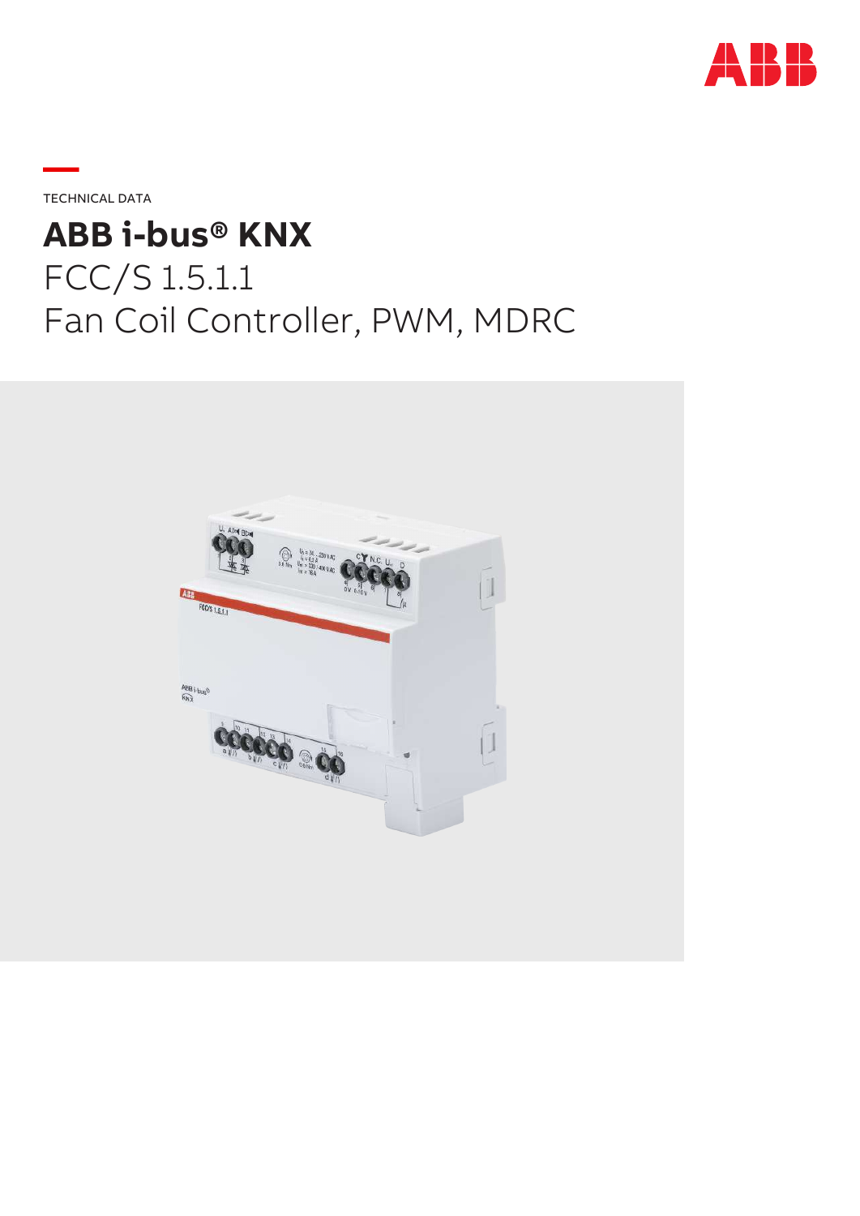TECHNICAL DATA

# ABB i-bus® KNX

FCC/S 1.5.1.1

Fan Coil Controller, PWM, MDRC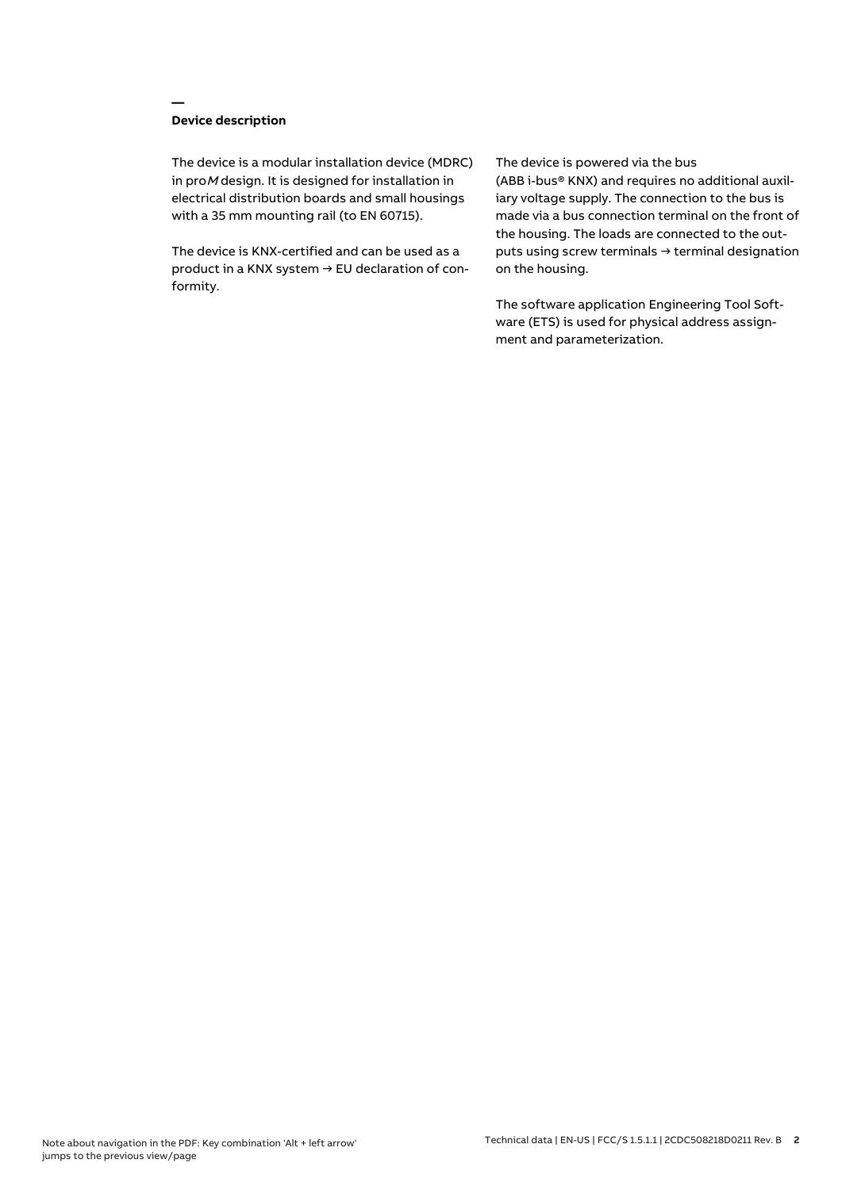## Device description

The device is a modular installation device (MDRC) in pro*M* design. It is designed for installation in electrical distribution boards and small housings with a 35 mm mounting rail (to EN 60715).

The device is KNX-certified and can be used as a product in a KNX system → EU declaration of conformity.

The device is powered via the bus (ABB i-bus® KNX) and requires no additional auxiliary voltage supply. The connection to the bus is made via a bus connection terminal on the front of the housing. The loads are connected to the outputs using screw terminals → terminal designation on the housing.

The software application Engineering Tool Software (ETS) is used for physical address assignment and parameterization.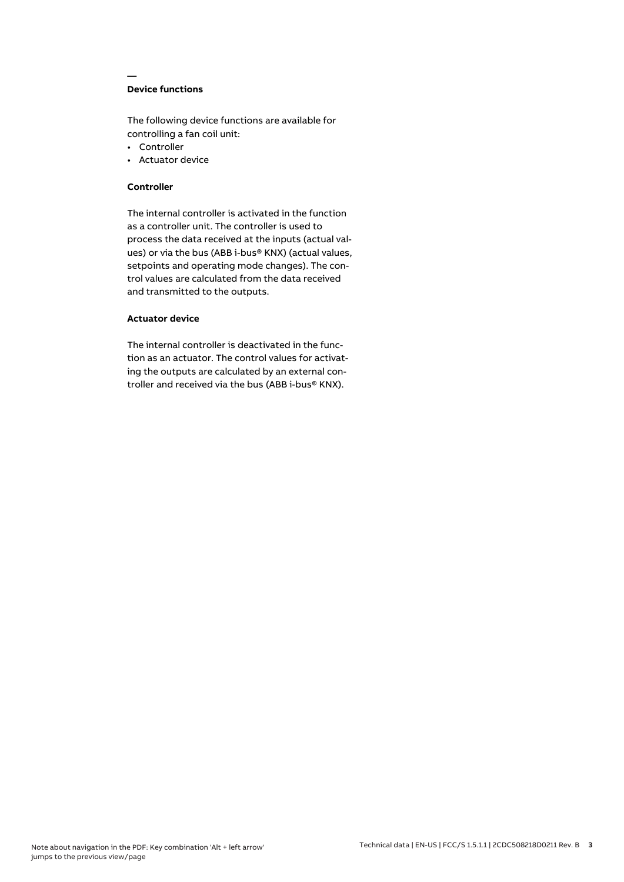## Device functions

The following device functions are available for controlling a fan coil unit:

- Controller
- Actuator device

### Controller

The internal controller is activated in the function as a controller unit. The controller is used to process the data received at the inputs (actual values) or via the bus (ABB i-bus® KNX) (actual values, setpoints and operating mode changes). The control values are calculated from the data received and transmitted to the outputs.

### Actuator device

The internal controller is deactivated in the function as an actuator. The control values for activating the outputs are calculated by an external controller and received via the bus (ABB i-bus® KNX).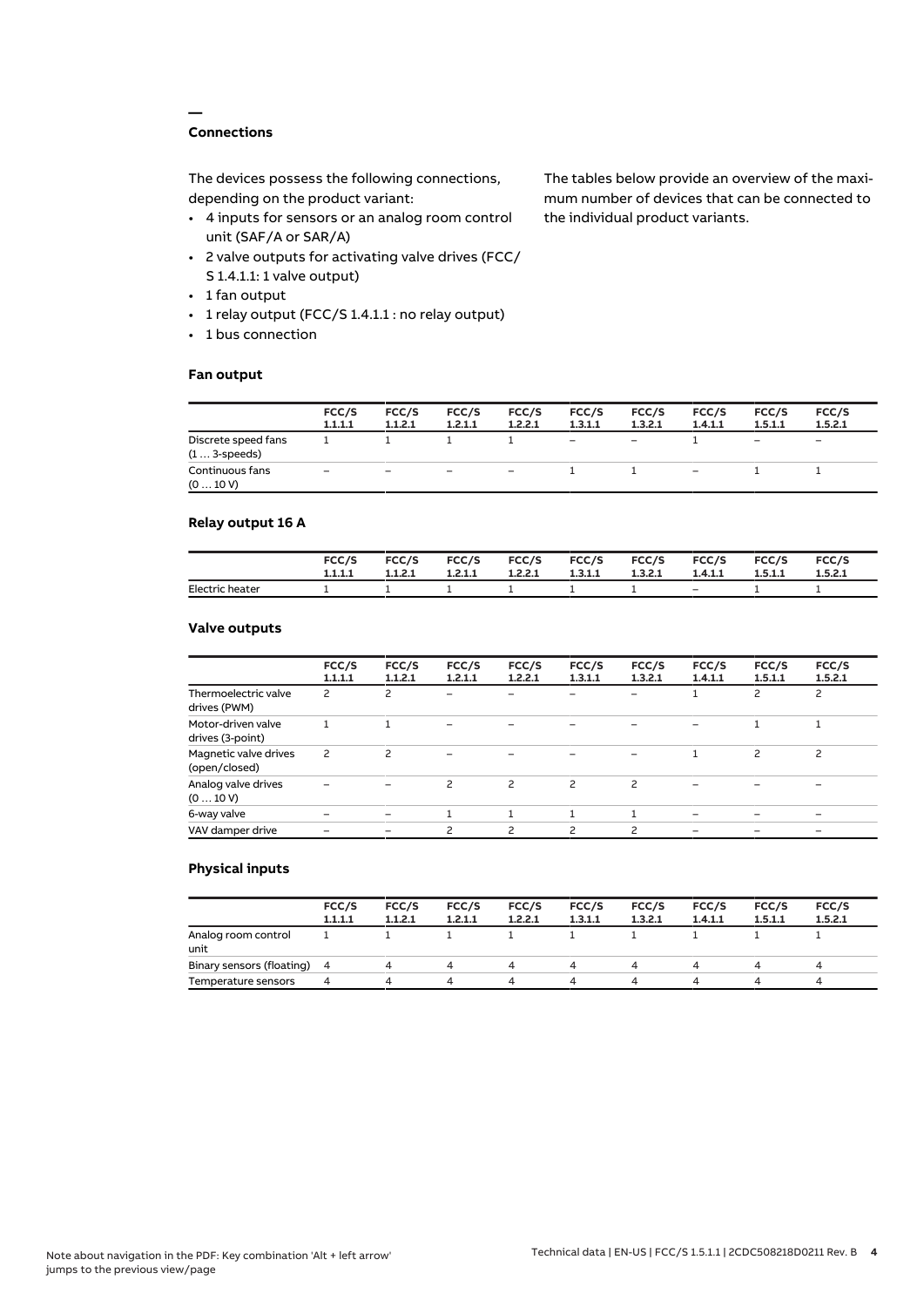## Connections

The devices possess the following connections, depending on the product variant:

- 4 inputs for sensors or an analog room control unit (SAF/A or SAR/A)
- 2 valve outputs for activating valve drives (FCC/S 1.4.1.1: 1 valve output)
- 1 fan output
- 1 relay output (FCC/S 1.4.1.1 : no relay output)
- 1 bus connection

The tables below provide an overview of the maximum number of devices that can be connected to the individual product variants.

### Fan output

| | FCC/S 1.1.1.1 | FCC/S 1.1.2.1 | FCC/S 1.2.1.1 | FCC/S 1.2.2.1 | FCC/S 1.3.1.1 | FCC/S 1.3.2.1 | FCC/S 1.4.1.1 | FCC/S 1.5.1.1 | FCC/S 1.5.2.1 |
|---|---|---|---|---|---|---|---|---|---|
| Discrete speed fans (1 … 3-speeds) | 1 | 1 | 1 | 1 | – | – | 1 | – | – |
| Continuous fans (0 … 10 V) | – | – | – | – | 1 | 1 | – | 1 | 1 |

### Relay output 16 A

| | FCC/S 1.1.1.1 | FCC/S 1.1.2.1 | FCC/S 1.2.1.1 | FCC/S 1.2.2.1 | FCC/S 1.3.1.1 | FCC/S 1.3.2.1 | FCC/S 1.4.1.1 | FCC/S 1.5.1.1 | FCC/S 1.5.2.1 |
|---|---|---|---|---|---|---|---|---|---|
| Electric heater | 1 | 1 | 1 | 1 | 1 | 1 | – | 1 | 1 |

### Valve outputs

| | FCC/S 1.1.1.1 | FCC/S 1.1.2.1 | FCC/S 1.2.1.1 | FCC/S 1.2.2.1 | FCC/S 1.3.1.1 | FCC/S 1.3.2.1 | FCC/S 1.4.1.1 | FCC/S 1.5.1.1 | FCC/S 1.5.2.1 |
|---|---|---|---|---|---|---|---|---|---|
| Thermoelectric valve drives (PWM) | 2 | 2 | – | – | – | – | 1 | 2 | 2 |
| Motor-driven valve drives (3-point) | 1 | 1 | – | – | – | – | – | 1 | 1 |
| Magnetic valve drives (open/closed) | 2 | 2 | – | – | – | – | 1 | 2 | 2 |
| Analog valve drives (0 … 10 V) | – | – | 2 | 2 | 2 | 2 | – | – | – |
| 6-way valve | – | – | 1 | 1 | 1 | 1 | – | – | – |
| VAV damper drive | – | – | 2 | 2 | 2 | 2 | – | – | – |

### Physical inputs

| | FCC/S 1.1.1.1 | FCC/S 1.1.2.1 | FCC/S 1.2.1.1 | FCC/S 1.2.2.1 | FCC/S 1.3.1.1 | FCC/S 1.3.2.1 | FCC/S 1.4.1.1 | FCC/S 1.5.1.1 | FCC/S 1.5.2.1 |
|---|---|---|---|---|---|---|---|---|---|
| Analog room control unit | 1 | 1 | 1 | 1 | 1 | 1 | 1 | 1 | 1 |
| Binary sensors (floating) | 4 | 4 | 4 | 4 | 4 | 4 | 4 | 4 | 4 |
| Temperature sensors | 4 | 4 | 4 | 4 | 4 | 4 | 4 | 4 | 4 |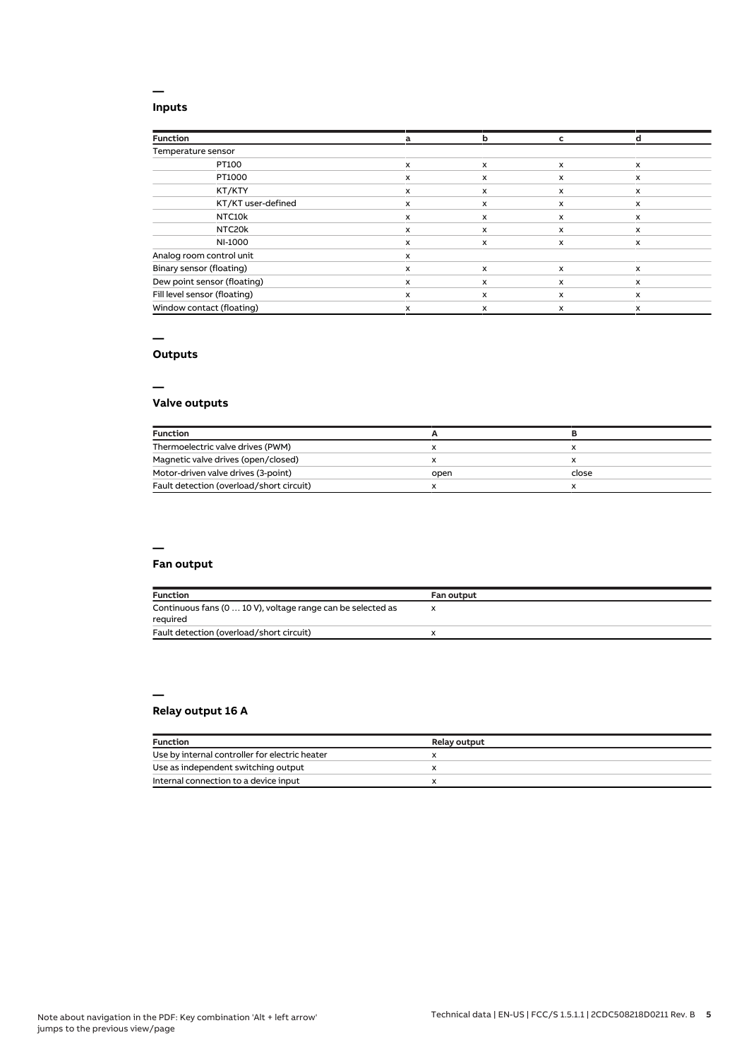## Inputs

| Function | a | b | c | d |
| --- | --- | --- | --- | --- |
| Temperature sensor | | | | |
| PT100 | x | x | x | x |
| PT1000 | x | x | x | x |
| KT/KTY | x | x | x | x |
| KT/KT user-defined | x | x | x | x |
| NTC10k | x | x | x | x |
| NTC20k | x | x | x | x |
| NI-1000 | x | x | x | x |
| Analog room control unit | x | | | |
| Binary sensor (floating) | x | x | x | x |
| Dew point sensor (floating) | x | x | x | x |
| Fill level sensor (floating) | x | x | x | x |
| Window contact (floating) | x | x | x | x |

## Outputs

## Valve outputs

| Function | A | B |
| --- | --- | --- |
| Thermoelectric valve drives (PWM) | x | x |
| Magnetic valve drives (open/closed) | x | x |
| Motor-driven valve drives (3-point) | open | close |
| Fault detection (overload/short circuit) | x | x |

## Fan output

| Function | Fan output |
| --- | --- |
| Continuous fans (0 … 10 V), voltage range can be selected as required | x |
| Fault detection (overload/short circuit) | x |

## Relay output 16 A

| Function | Relay output |
| --- | --- |
| Use by internal controller for electric heater | x |
| Use as independent switching output | x |
| Internal connection to a device input | x |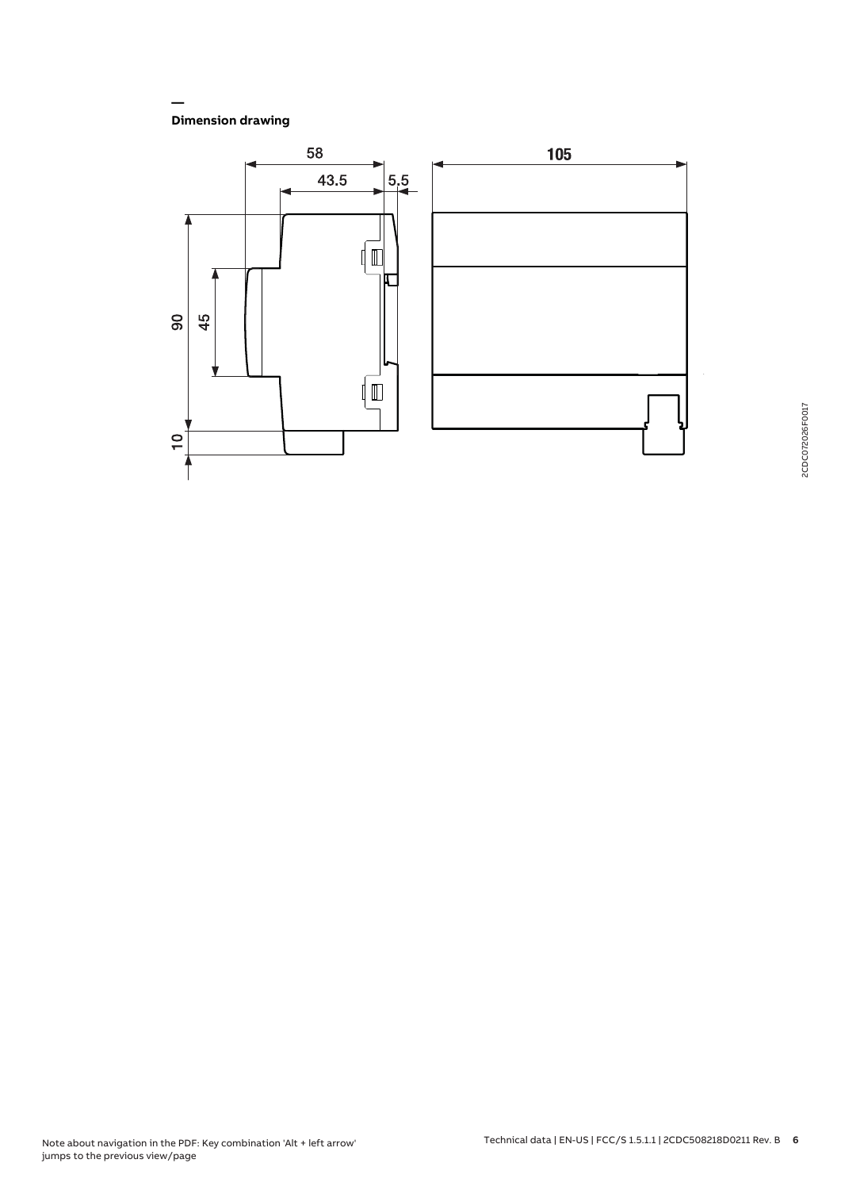## Dimension drawing

58

43.5

5.5

105

90

45

10

2CDC072026F0017

Note about navigation in the PDF: Key combination 'Alt + left arrow' jumps to the previous view/page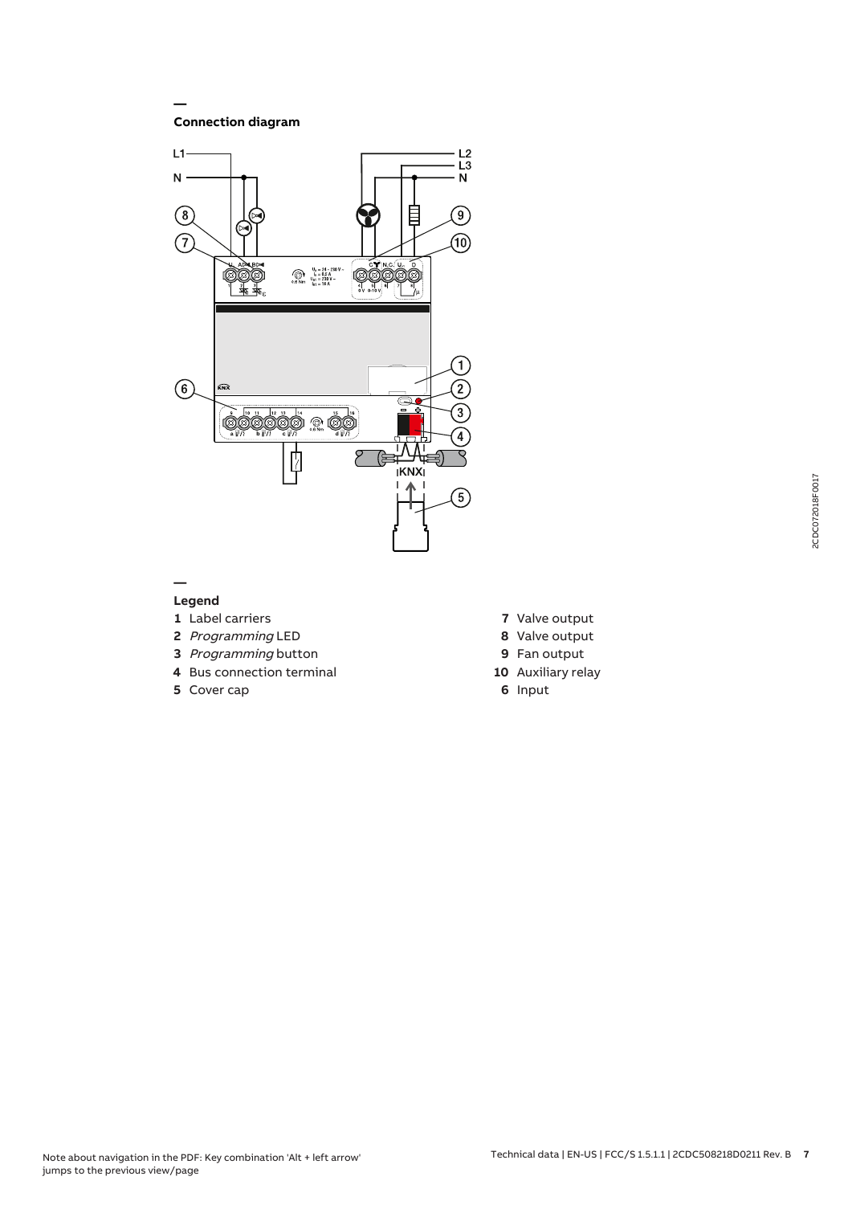## Connection diagram

## Legend

**1** Label carriers

**2** *Programming* LED

**3** *Programming* button

**4** Bus connection terminal

**5** Cover cap

**7** Valve output

**8** Valve output

**9** Fan output

**10** Auxiliary relay

**6** Input

Note about navigation in the PDF: Key combination 'Alt + left arrow' jumps to the previous view/page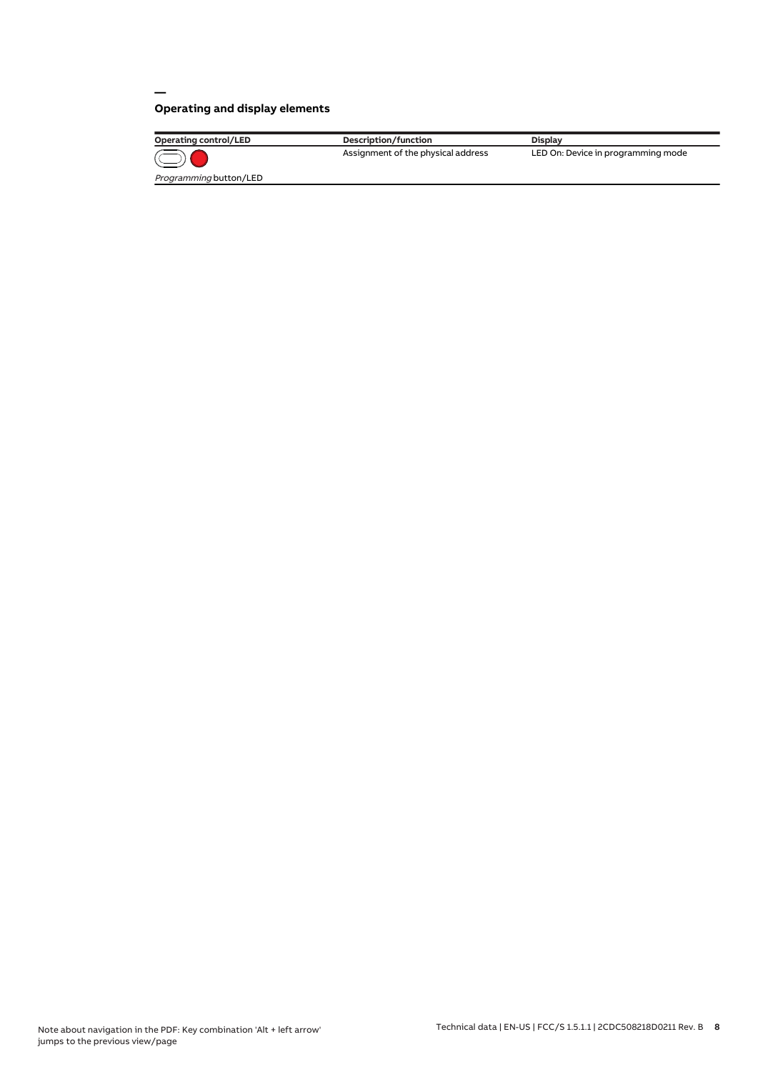## Operating and display elements

| Operating control/LED | Description/function | Display |
| --- | --- | --- |
| *Programming* button/LED | Assignment of the physical address | LED On: Device in programming mode |

Note about navigation in the PDF: Key combination 'Alt + left arrow' jumps to the previous view/page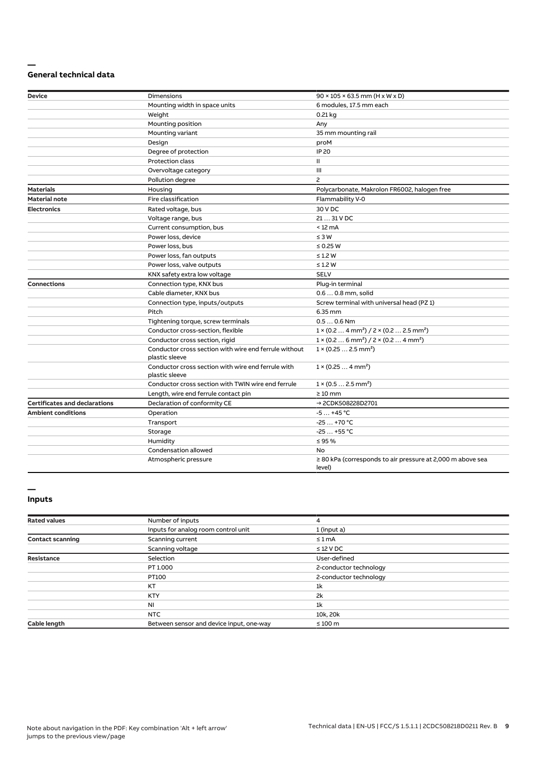## General technical data

| | | |
|---|---|---|
| **Device** | Dimensions | 90 × 105 × 63.5 mm (H x W x D) |
| | Mounting width in space units | 6 modules, 17.5 mm each |
| | Weight | 0.21 kg |
| | Mounting position | Any |
| | Mounting variant | 35 mm mounting rail |
| | Design | proM |
| | Degree of protection | IP 20 |
| | Protection class | II |
| | Overvoltage category | III |
| | Pollution degree | 2 |
| **Materials** | Housing | Polycarbonate, Makrolon FR6002, halogen free |
| **Material note** | Fire classification | Flammability V-0 |
| **Electronics** | Rated voltage, bus | 30 V DC |
| | Voltage range, bus | 21 … 31 V DC |
| | Current consumption, bus | < 12 mA |
| | Power loss, device | ≤ 3 W |
| | Power loss, bus | ≤ 0.25 W |
| | Power loss, fan outputs | ≤ 1.2 W |
| | Power loss, valve outputs | ≤ 1.2 W |
| | KNX safety extra low voltage | SELV |
| **Connections** | Connection type, KNX bus | Plug-in terminal |
| | Cable diameter, KNX bus | 0.6 … 0.8 mm, solid |
| | Connection type, inputs/outputs | Screw terminal with universal head (PZ 1) |
| | Pitch | 6.35 mm |
| | Tightening torque, screw terminals | 0.5 … 0.6 Nm |
| | Conductor cross-section, flexible | 1 × (0.2 … 4 mm²) / 2 × (0.2 … 2.5 mm²) |
| | Conductor cross section, rigid | 1 × (0.2 … 6 mm²) / 2 × (0.2 … 4 mm²) |
| | Conductor cross section with wire end ferrule without plastic sleeve | 1 × (0.25 … 2.5 mm²) |
| | Conductor cross section with wire end ferrule with plastic sleeve | 1 × (0.25 … 4 mm²) |
| | Conductor cross section with TWIN wire end ferrule | 1 × (0.5 … 2.5 mm²) |
| | Length, wire end ferrule contact pin | ≥ 10 mm |
| **Certificates and declarations** | Declaration of conformity CE | → 2CDK508228D2701 |
| **Ambient conditions** | Operation | -5 … +45 °C |
| | Transport | -25 … +70 °C |
| | Storage | -25 … +55 °C |
| | Humidity | ≤ 95 % |
| | Condensation allowed | No |
| | Atmospheric pressure | ≥ 80 kPa (corresponds to air pressure at 2,000 m above sea level) |

## Inputs

| | | |
|---|---|---|
| **Rated values** | Number of inputs | 4 |
| | Inputs for analog room control unit | 1 (input a) |
| **Contact scanning** | Scanning current | ≤ 1 mA |
| | Scanning voltage | ≤ 12 V DC |
| **Resistance** | Selection | User-defined |
| | PT 1.000 | 2-conductor technology |
| | PT100 | 2-conductor technology |
| | KT | 1k |
| | KTY | 2k |
| | NI | 1k |
| | NTC | 10k, 20k |
| **Cable length** | Between sensor and device input, one-way | ≤ 100 m |

Note about navigation in the PDF: Key combination 'Alt + left arrow' jumps to the previous view/page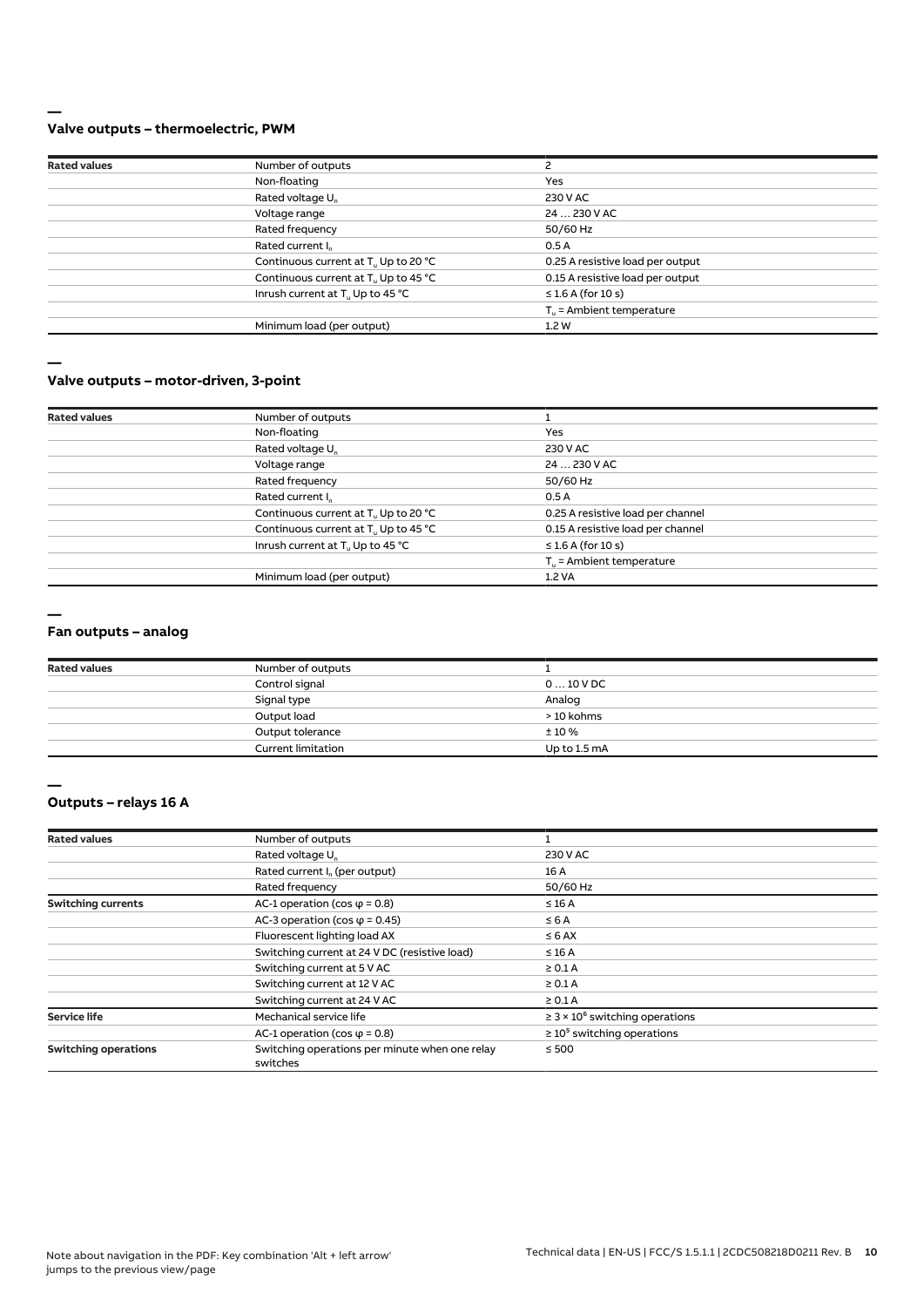## Valve outputs – thermoelectric, PWM

| | | |
|---|---|---|
| **Rated values** | Number of outputs | 2 |
| | Non-floating | Yes |
| | Rated voltage $U_n$ | 230 V AC |
| | Voltage range | 24 … 230 V AC |
| | Rated frequency | 50/60 Hz |
| | Rated current $I_n$ | 0.5 A |
| | Continuous current at $T_u$ Up to 20 °C | 0.25 A resistive load per output |
| | Continuous current at $T_u$ Up to 45 °C | 0.15 A resistive load per output |
| | Inrush current at $T_u$ Up to 45 °C | ≤ 1.6 A (for 10 s) |
| | | $T_u$ = Ambient temperature |
| | Minimum load (per output) | 1.2 W |

## Valve outputs – motor-driven, 3-point

| | | |
|---|---|---|
| **Rated values** | Number of outputs | 1 |
| | Non-floating | Yes |
| | Rated voltage $U_n$ | 230 V AC |
| | Voltage range | 24 … 230 V AC |
| | Rated frequency | 50/60 Hz |
| | Rated current $I_n$ | 0.5 A |
| | Continuous current at $T_u$ Up to 20 °C | 0.25 A resistive load per channel |
| | Continuous current at $T_u$ Up to 45 °C | 0.15 A resistive load per channel |
| | Inrush current at $T_u$ Up to 45 °C | ≤ 1.6 A (for 10 s) |
| | | $T_u$ = Ambient temperature |
| | Minimum load (per output) | 1.2 VA |

## Fan outputs – analog

| | | |
|---|---|---|
| **Rated values** | Number of outputs | 1 |
| | Control signal | 0 … 10 V DC |
| | Signal type | Analog |
| | Output load | > 10 kohms |
| | Output tolerance | ± 10 % |
| | Current limitation | Up to 1.5 mA |

## Outputs – relays 16 A

| | | |
|---|---|---|
| **Rated values** | Number of outputs | 1 |
| | Rated voltage $U_n$ | 230 V AC |
| | Rated current $I_n$ (per output) | 16 A |
| | Rated frequency | 50/60 Hz |
| **Switching currents** | AC-1 operation (cos φ = 0.8) | ≤ 16 A |
| | AC-3 operation (cos φ = 0.45) | ≤ 6 A |
| | Fluorescent lighting load AX | ≤ 6 AX |
| | Switching current at 24 V DC (resistive load) | ≤ 16 A |
| | Switching current at 5 V AC | ≥ 0.1 A |
| | Switching current at 12 V AC | ≥ 0.1 A |
| | Switching current at 24 V AC | ≥ 0.1 A |
| **Service life** | Mechanical service life | ≥ $3 \times 10^6$ switching operations |
| | AC-1 operation (cos φ = 0.8) | ≥ $10^5$ switching operations |
| **Switching operations** | Switching operations per minute when one relay switches | ≤ 500 |

Note about navigation in the PDF: Key combination 'Alt + left arrow' jumps to the previous view/page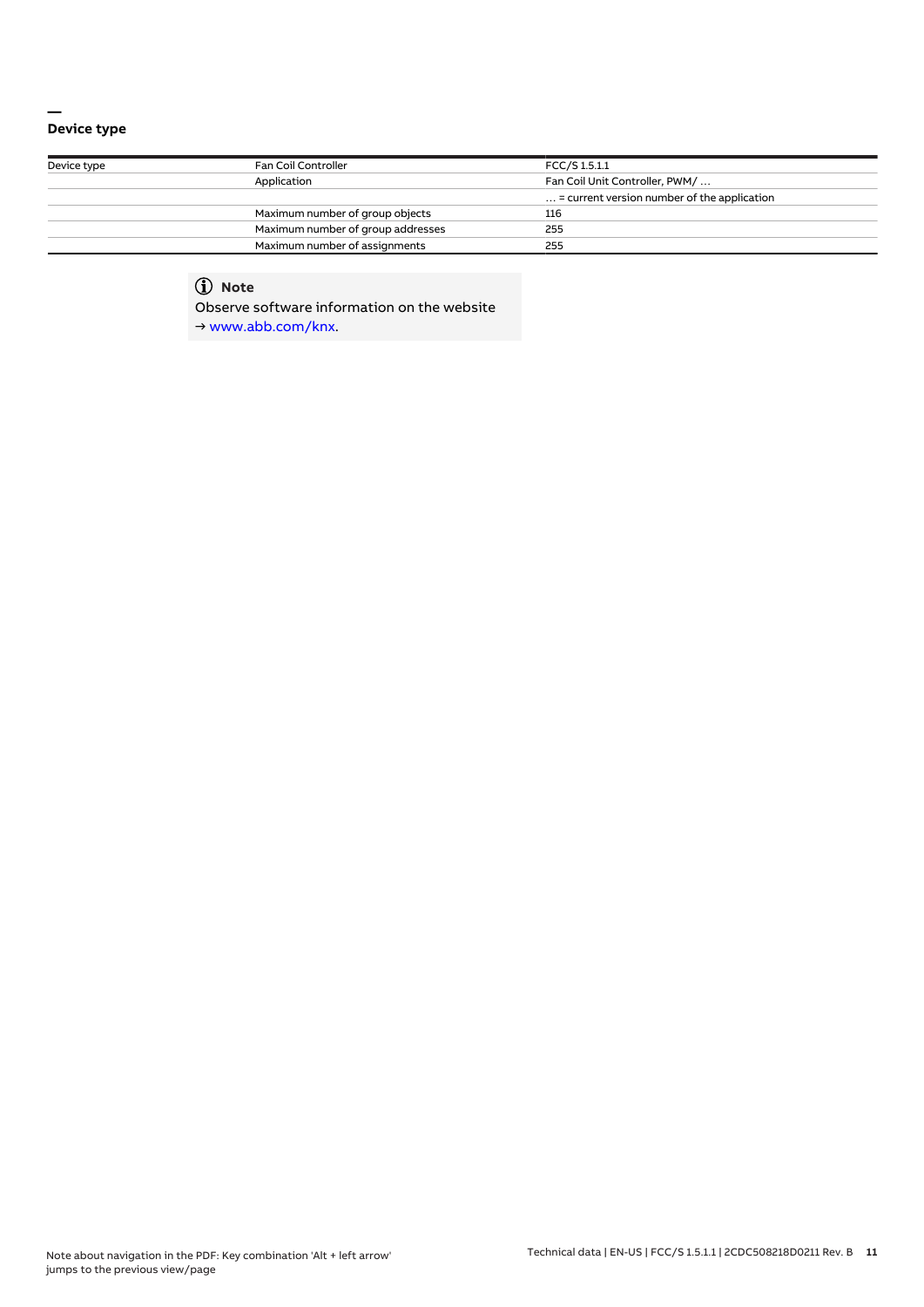## Device type

| Device type | Fan Coil Controller | FCC/S 1.5.1.1 |
|---|---|---|
| | Application | Fan Coil Unit Controller, PWM/ … |
| | | … = current version number of the application |
| | Maximum number of group objects | 116 |
| | Maximum number of group addresses | 255 |
| | Maximum number of assignments | 255 |

> **Note**
>
> Observe software information on the website
> → www.abb.com/knx.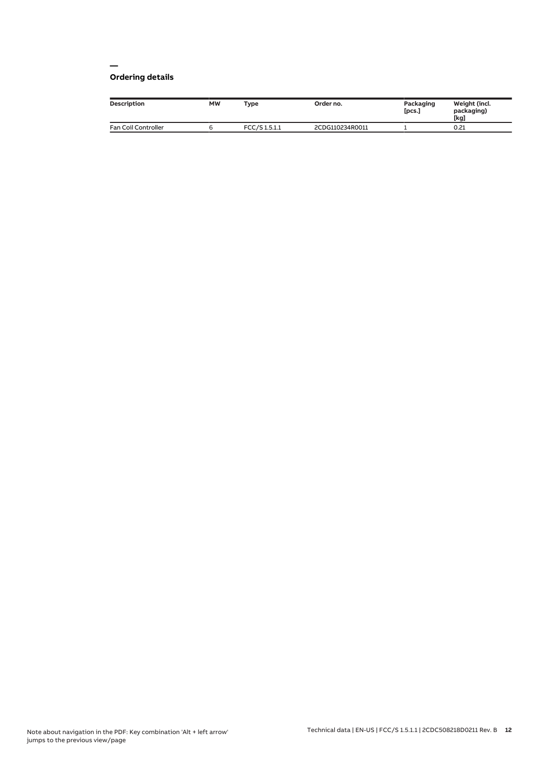## Ordering details

| Description | MW | Type | Order no. | Packaging [pcs.] | Weight (incl. packaging) [kg] |
|---|---|---|---|---|---|
| Fan Coil Controller | 6 | FCC/S 1.5.1.1 | 2CDG110234R0011 | 1 | 0.21 |

Note about navigation in the PDF: Key combination 'Alt + left arrow' jumps to the previous view/page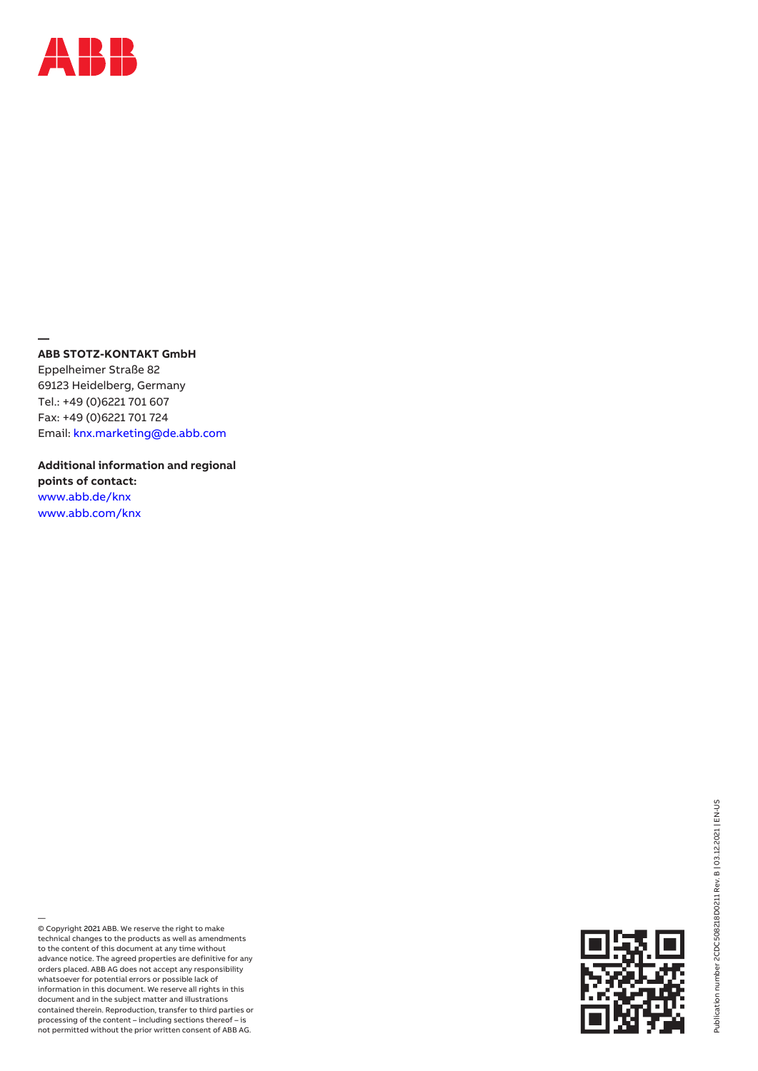—

**ABB STOTZ-KONTAKT GmbH**
Eppelheimer Straße 82
69123 Heidelberg, Germany
Tel.: +49 (0)6221 701 607
Fax: +49 (0)6221 701 724
Email: knx.marketing@de.abb.com

**Additional information and regional points of contact:**
www.abb.de/knx
www.abb.com/knx

—
© Copyright 2021 ABB. We reserve the right to make technical changes to the products as well as amendments to the content of this document at any time without advance notice. The agreed properties are definitive for any orders placed. ABB AG does not accept any responsibility whatsoever for potential errors or possible lack of information in this document. We reserve all rights in this document and in the subject matter and illustrations contained therein. Reproduction, transfer to third parties or processing of the content – including sections thereof – is not permitted without the prior written consent of ABB AG.

Publication number 2CDC508218D0211 Rev. B | 03.12.2021 | EN-US